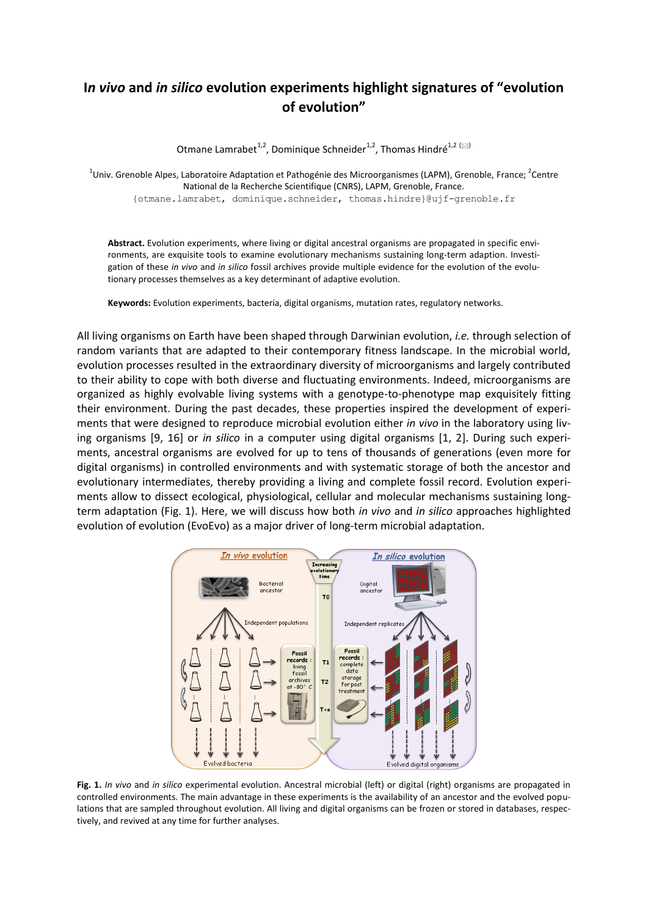# I*n vivo* and *in silico* evolution experiments highlight signatures of "evolution of evolution"

Otmane Lamrabet[1,2], Dominique Schneider[1,2], Thomas Hindré[1,2] (✉)

[1]Univ. Grenoble Alpes, Laboratoire Adaptation et Pathogénie des Microorganismes (LAPM), Grenoble, France; [2]Centre National de la Recherche Scientifique (CNRS), LAPM, Grenoble, France.
{otmane.lamrabet, dominique.schneider, thomas.hindre}@ujf-grenoble.fr

**Abstract.** Evolution experiments, where living or digital ancestral organisms are propagated in specific environments, are exquisite tools to examine evolutionary mechanisms sustaining long-term adaption. Investigation of these *in vivo* and *in silico* fossil archives provide multiple evidence for the evolution of the evolutionary processes themselves as a key determinant of adaptive evolution.

**Keywords:** Evolution experiments, bacteria, digital organisms, mutation rates, regulatory networks.

All living organisms on Earth have been shaped through Darwinian evolution, *i.e.* through selection of random variants that are adapted to their contemporary fitness landscape. In the microbial world, evolution processes resulted in the extraordinary diversity of microorganisms and largely contributed to their ability to cope with both diverse and fluctuating environments. Indeed, microorganisms are organized as highly evolvable living systems with a genotype-to-phenotype map exquisitely fitting their environment. During the past decades, these properties inspired the development of experiments that were designed to reproduce microbial evolution either *in vivo* in the laboratory using living organisms [9, 16] or *in silico* in a computer using digital organisms [1, 2]. During such experiments, ancestral organisms are evolved for up to tens of thousands of generations (even more for digital organisms) in controlled environments and with systematic storage of both the ancestor and evolutionary intermediates, thereby providing a living and complete fossil record. Evolution experiments allow to dissect ecological, physiological, cellular and molecular mechanisms sustaining long-term adaptation (Fig. 1). Here, we will discuss how both *in vivo* and *in silico* approaches highlighted evolution of evolution (EvoEvo) as a major driver of long-term microbial adaptation.

**Fig. 1.** *In vivo* and *in silico* experimental evolution. Ancestral microbial (left) or digital (right) organisms are propagated in controlled environments. The main advantage in these experiments is the availability of an ancestor and the evolved populations that are sampled throughout evolution. All living and digital organisms can be frozen or stored in databases, respectively, and revived at any time for further analyses.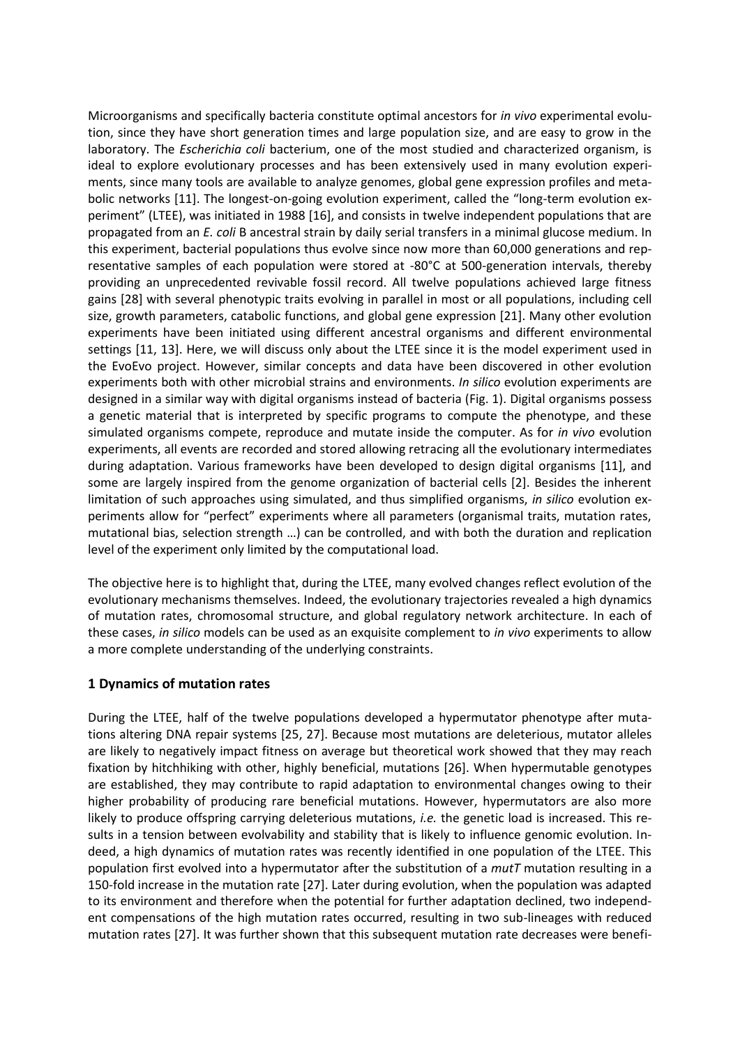Microorganisms and specifically bacteria constitute optimal ancestors for *in vivo* experimental evolution, since they have short generation times and large population size, and are easy to grow in the laboratory. The *Escherichia coli* bacterium, one of the most studied and characterized organism, is ideal to explore evolutionary processes and has been extensively used in many evolution experiments, since many tools are available to analyze genomes, global gene expression profiles and metabolic networks [11]. The longest-on-going evolution experiment, called the "long-term evolution experiment" (LTEE), was initiated in 1988 [16], and consists in twelve independent populations that are propagated from an *E. coli* B ancestral strain by daily serial transfers in a minimal glucose medium. In this experiment, bacterial populations thus evolve since now more than 60,000 generations and representative samples of each population were stored at -80°C at 500-generation intervals, thereby providing an unprecedented revivable fossil record. All twelve populations achieved large fitness gains [28] with several phenotypic traits evolving in parallel in most or all populations, including cell size, growth parameters, catabolic functions, and global gene expression [21]. Many other evolution experiments have been initiated using different ancestral organisms and different environmental settings [11, 13]. Here, we will discuss only about the LTEE since it is the model experiment used in the EvoEvo project. However, similar concepts and data have been discovered in other evolution experiments both with other microbial strains and environments. *In silico* evolution experiments are designed in a similar way with digital organisms instead of bacteria (Fig. 1). Digital organisms possess a genetic material that is interpreted by specific programs to compute the phenotype, and these simulated organisms compete, reproduce and mutate inside the computer. As for *in vivo* evolution experiments, all events are recorded and stored allowing retracing all the evolutionary intermediates during adaptation. Various frameworks have been developed to design digital organisms [11], and some are largely inspired from the genome organization of bacterial cells [2]. Besides the inherent limitation of such approaches using simulated, and thus simplified organisms, *in silico* evolution experiments allow for "perfect" experiments where all parameters (organismal traits, mutation rates, mutational bias, selection strength …) can be controlled, and with both the duration and replication level of the experiment only limited by the computational load.

The objective here is to highlight that, during the LTEE, many evolved changes reflect evolution of the evolutionary mechanisms themselves. Indeed, the evolutionary trajectories revealed a high dynamics of mutation rates, chromosomal structure, and global regulatory network architecture. In each of these cases, *in silico* models can be used as an exquisite complement to *in vivo* experiments to allow a more complete understanding of the underlying constraints.

## 1 Dynamics of mutation rates

During the LTEE, half of the twelve populations developed a hypermutator phenotype after mutations altering DNA repair systems [25, 27]. Because most mutations are deleterious, mutator alleles are likely to negatively impact fitness on average but theoretical work showed that they may reach fixation by hitchhiking with other, highly beneficial, mutations [26]. When hypermutable genotypes are established, they may contribute to rapid adaptation to environmental changes owing to their higher probability of producing rare beneficial mutations. However, hypermutators are also more likely to produce offspring carrying deleterious mutations, *i.e.* the genetic load is increased. This results in a tension between evolvability and stability that is likely to influence genomic evolution. Indeed, a high dynamics of mutation rates was recently identified in one population of the LTEE. This population first evolved into a hypermutator after the substitution of a *mutT* mutation resulting in a 150-fold increase in the mutation rate [27]. Later during evolution, when the population was adapted to its environment and therefore when the potential for further adaptation declined, two independent compensations of the high mutation rates occurred, resulting in two sub-lineages with reduced mutation rates [27]. It was further shown that this subsequent mutation rate decreases were benefi-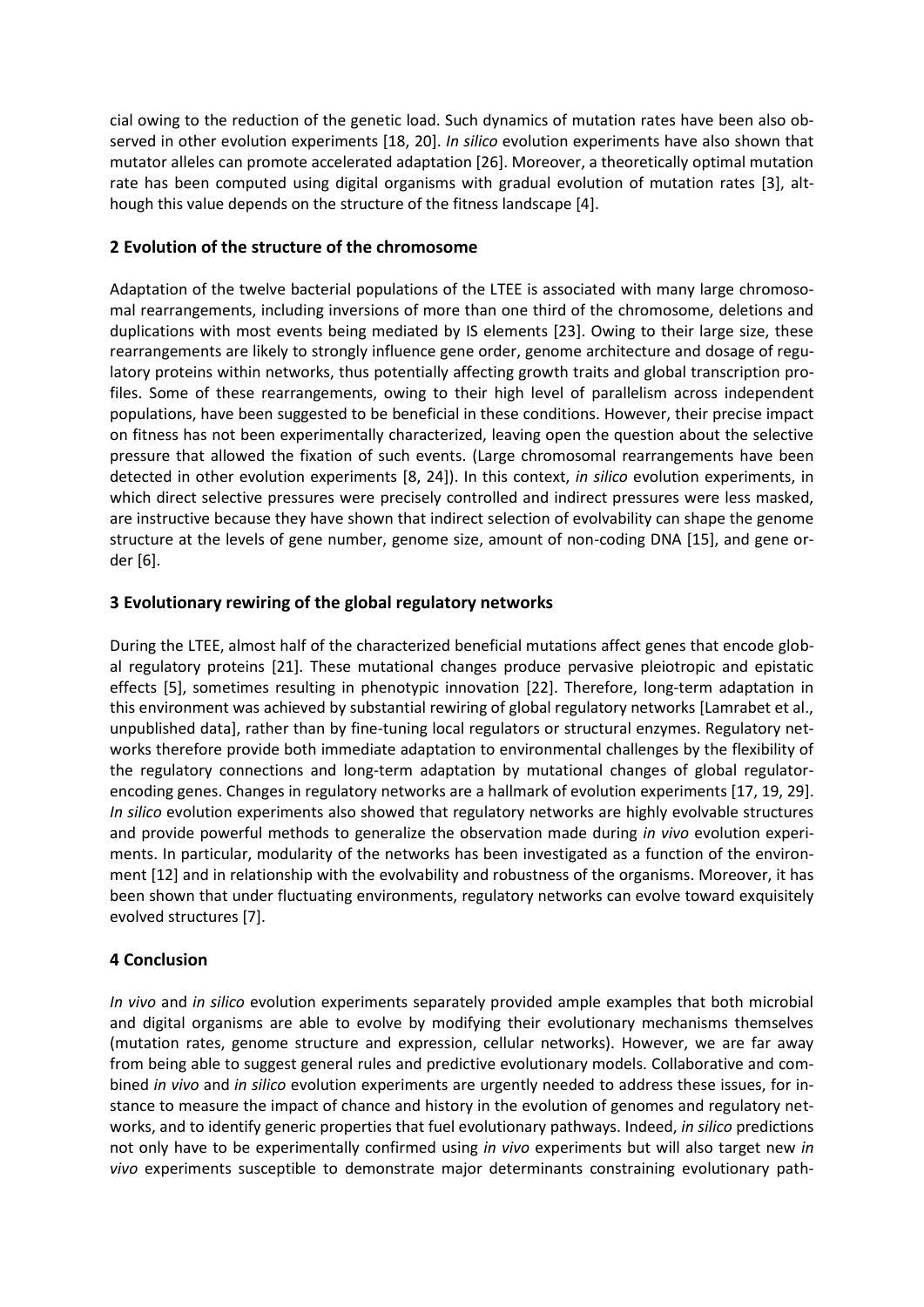cial owing to the reduction of the genetic load. Such dynamics of mutation rates have been also observed in other evolution experiments [18, 20]. *In silico* evolution experiments have also shown that mutator alleles can promote accelerated adaptation [26]. Moreover, a theoretically optimal mutation rate has been computed using digital organisms with gradual evolution of mutation rates [3], although this value depends on the structure of the fitness landscape [4].

## 2 Evolution of the structure of the chromosome

Adaptation of the twelve bacterial populations of the LTEE is associated with many large chromosomal rearrangements, including inversions of more than one third of the chromosome, deletions and duplications with most events being mediated by IS elements [23]. Owing to their large size, these rearrangements are likely to strongly influence gene order, genome architecture and dosage of regulatory proteins within networks, thus potentially affecting growth traits and global transcription profiles. Some of these rearrangements, owing to their high level of parallelism across independent populations, have been suggested to be beneficial in these conditions. However, their precise impact on fitness has not been experimentally characterized, leaving open the question about the selective pressure that allowed the fixation of such events. (Large chromosomal rearrangements have been detected in other evolution experiments [8, 24]). In this context, *in silico* evolution experiments, in which direct selective pressures were precisely controlled and indirect pressures were less masked, are instructive because they have shown that indirect selection of evolvability can shape the genome structure at the levels of gene number, genome size, amount of non-coding DNA [15], and gene order [6].

## 3 Evolutionary rewiring of the global regulatory networks

During the LTEE, almost half of the characterized beneficial mutations affect genes that encode global regulatory proteins [21]. These mutational changes produce pervasive pleiotropic and epistatic effects [5], sometimes resulting in phenotypic innovation [22]. Therefore, long-term adaptation in this environment was achieved by substantial rewiring of global regulatory networks [Lamrabet et al., unpublished data], rather than by fine-tuning local regulators or structural enzymes. Regulatory networks therefore provide both immediate adaptation to environmental challenges by the flexibility of the regulatory connections and long-term adaptation by mutational changes of global regulator-encoding genes. Changes in regulatory networks are a hallmark of evolution experiments [17, 19, 29]. *In silico* evolution experiments also showed that regulatory networks are highly evolvable structures and provide powerful methods to generalize the observation made during *in vivo* evolution experiments. In particular, modularity of the networks has been investigated as a function of the environment [12] and in relationship with the evolvability and robustness of the organisms. Moreover, it has been shown that under fluctuating environments, regulatory networks can evolve toward exquisitely evolved structures [7].

## 4 Conclusion

*In vivo* and *in silico* evolution experiments separately provided ample examples that both microbial and digital organisms are able to evolve by modifying their evolutionary mechanisms themselves (mutation rates, genome structure and expression, cellular networks). However, we are far away from being able to suggest general rules and predictive evolutionary models. Collaborative and combined *in vivo* and *in silico* evolution experiments are urgently needed to address these issues, for instance to measure the impact of chance and history in the evolution of genomes and regulatory networks, and to identify generic properties that fuel evolutionary pathways. Indeed, *in silico* predictions not only have to be experimentally confirmed using *in vivo* experiments but will also target new *in vivo* experiments susceptible to demonstrate major determinants constraining evolutionary path-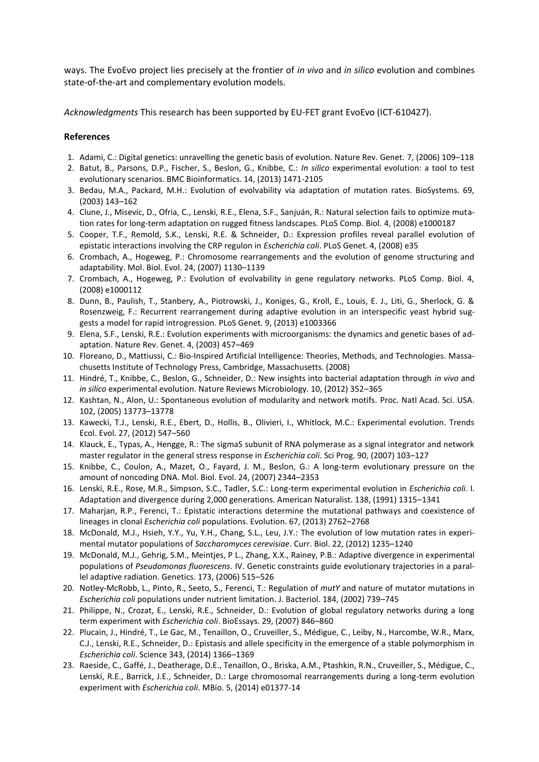ways. The EvoEvo project lies precisely at the frontier of *in vivo* and *in silico* evolution and combines state-of-the-art and complementary evolution models.

*Acknowledgments* This research has been supported by EU-FET grant EvoEvo (ICT-610427).

**References**

1. Adami, C.: Digital genetics: unravelling the genetic basis of evolution. Nature Rev. Genet. 7, (2006) 109–118
2. Batut, B., Parsons, D.P., Fischer, S., Beslon, G., Knibbe, C.: *In silico* experimental evolution: a tool to test evolutionary scenarios. BMC Bioinformatics. 14, (2013) 1471-2105
3. Bedau, M.A., Packard, M.H.: Evolution of evolvability via adaptation of mutation rates. BioSystems. 69, (2003) 143–162
4. Clune, J., Misevic, D., Ofria, C., Lenski, R.E., Elena, S.F., Sanjuán, R.: Natural selection fails to optimize mutation rates for long-term adaptation on rugged fitness landscapes. PLoS Comp. Biol. 4, (2008) e1000187
5. Cooper, T.F., Remold, S.K., Lenski, R.E. & Schneider, D.: Expression profiles reveal parallel evolution of epistatic interactions involving the CRP regulon in *Escherichia coli*. PLoS Genet. 4, (2008) e35
6. Crombach, A., Hogeweg, P.: Chromosome rearrangements and the evolution of genome structuring and adaptability. Mol. Biol. Evol. 24, (2007) 1130–1139
7. Crombach, A., Hogeweg, P.: Evolution of evolvability in gene regulatory networks. PLoS Comp. Biol. 4, (2008) e1000112
8. Dunn, B., Paulish, T., Stanbery, A., Piotrowski, J., Koniges, G., Kroll, E., Louis, E. J., Liti, G., Sherlock, G. & Rosenzweig, F.: Recurrent rearrangement during adaptive evolution in an interspecific yeast hybrid suggests a model for rapid introgression. PLoS Genet. 9, (2013) e1003366
9. Elena, S.F., Lenski, R.E.: Evolution experiments with microorganisms: the dynamics and genetic bases of adaptation. Nature Rev. Genet. 4, (2003) 457–469
10. Floreano, D., Mattiussi, C.: Bio-Inspired Artificial Intelligence: Theories, Methods, and Technologies. Massachusetts Institute of Technology Press, Cambridge, Massachusetts. (2008)
11. Hindré, T., Knibbe, C., Beslon, G., Schneider, D.: New insights into bacterial adaptation through *in vivo* and *in silico* experimental evolution. Nature Reviews Microbiology. 10, (2012) 352–365
12. Kashtan, N., Alon, U.: Spontaneous evolution of modularity and network motifs. Proc. Natl Acad. Sci. USA. 102, (2005) 13773–13778
13. Kawecki, T.J., Lenski, R.E., Ebert, D., Hollis, B., Olivieri, I., Whitlock, M.C.: Experimental evolution. Trends Ecol. Evol. 27, (2012) 547–560
14. Klauck, E., Typas, A., Hengge, R.: The sigmaS subunit of RNA polymerase as a signal integrator and network master regulator in the general stress response in *Escherichia coli*. Sci Prog. 90, (2007) 103–127
15. Knibbe, C., Coulon, A., Mazet, O., Fayard, J. M., Beslon, G.: A long-term evolutionary pressure on the amount of noncoding DNA. Mol. Biol. Evol. 24, (2007) 2344–2353
16. Lenski, R.E., Rose, M.R., Simpson, S.C., Tadler, S.C.: Long-term experimental evolution in *Escherichia coli*. I. Adaptation and divergence during 2,000 generations. American Naturalist. 138, (1991) 1315–1341
17. Maharjan, R.P., Ferenci, T.: Epistatic interactions determine the mutational pathways and coexistence of lineages in clonal *Escherichia coli* populations. Evolution. 67, (2013) 2762–2768
18. McDonald, M.J., Hsieh, Y.Y., Yu, Y.H., Chang, S.L., Leu, J.Y.: The evolution of low mutation rates in experimental mutator populations of *Saccharomyces cerevisiae*. Curr. Biol. 22, (2012) 1235–1240
19. McDonald, M.J., Gehrig, S.M., Meintjes, P L., Zhang, X.X., Rainey, P.B.: Adaptive divergence in experimental populations of *Pseudomonas fluorescens*. IV. Genetic constraints guide evolutionary trajectories in a parallel adaptive radiation. Genetics. 173, (2006) 515–526
20. Notley-McRobb, L., Pinto, R., Seeto, S., Ferenci, T.: Regulation of *mutY* and nature of mutator mutations in *Escherichia coli* populations under nutrient limitation. J. Bacteriol. 184, (2002) 739–745
21. Philippe, N., Crozat, E., Lenski, R.E., Schneider, D.: Evolution of global regulatory networks during a long term experiment with *Escherichia coli*. BioEssays. 29, (2007) 846–860
22. Plucain, J., Hindré, T., Le Gac, M., Tenaillon, O., Cruveiller, S., Médigue, C., Leiby, N., Harcombe, W.R., Marx, C.J., Lenski, R.E., Schneider, D.: Epistasis and allele specificity in the emergence of a stable polymorphism in *Escherichia coli*. Science 343, (2014) 1366–1369
23. Raeside, C., Gaffé, J., Deatherage, D.E., Tenaillon, O., Briska, A.M., Ptashkin, R.N., Cruveiller, S., Médigue, C., Lenski, R.E., Barrick, J.E., Schneider, D.: Large chromosomal rearrangements during a long-term evolution experiment with *Escherichia coli*. MBio. 5, (2014) e01377-14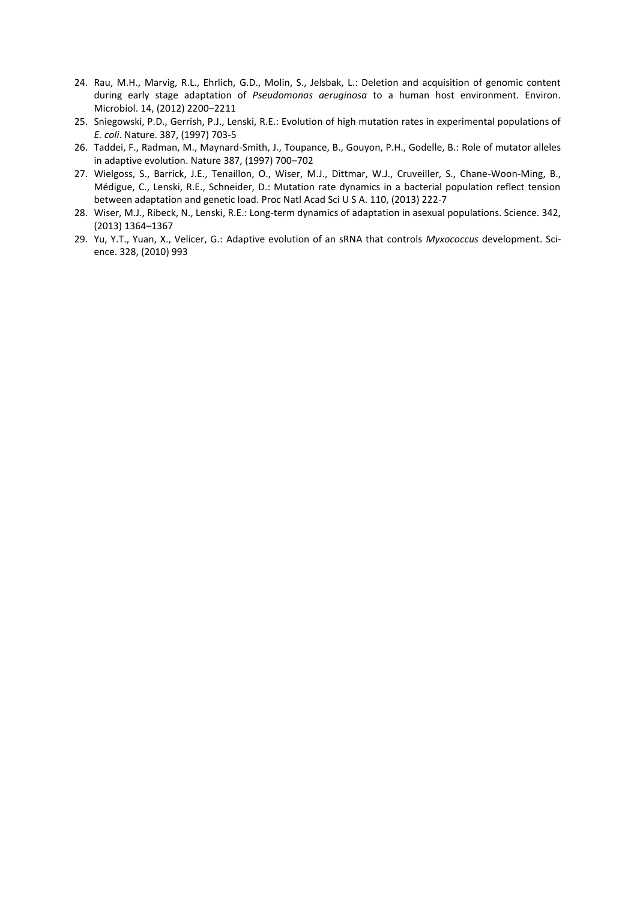24. Rau, M.H., Marvig, R.L., Ehrlich, G.D., Molin, S., Jelsbak, L.: Deletion and acquisition of genomic content during early stage adaptation of *Pseudomonas aeruginosa* to a human host environment. Environ. Microbiol. 14, (2012) 2200–2211
25. Sniegowski, P.D., Gerrish, P.J., Lenski, R.E.: Evolution of high mutation rates in experimental populations of *E. coli*. Nature. 387, (1997) 703-5
26. Taddei, F., Radman, M., Maynard-Smith, J., Toupance, B., Gouyon, P.H., Godelle, B.: Role of mutator alleles in adaptive evolution. Nature 387, (1997) 700–702
27. Wielgoss, S., Barrick, J.E., Tenaillon, O., Wiser, M.J., Dittmar, W.J., Cruveiller, S., Chane-Woon-Ming, B., Médigue, C., Lenski, R.E., Schneider, D.: Mutation rate dynamics in a bacterial population reflect tension between adaptation and genetic load. Proc Natl Acad Sci U S A. 110, (2013) 222-7
28. Wiser, M.J., Ribeck, N., Lenski, R.E.: Long-term dynamics of adaptation in asexual populations. Science. 342, (2013) 1364–1367
29. Yu, Y.T., Yuan, X., Velicer, G.: Adaptive evolution of an sRNA that controls *Myxococcus* development. Science. 328, (2010) 993